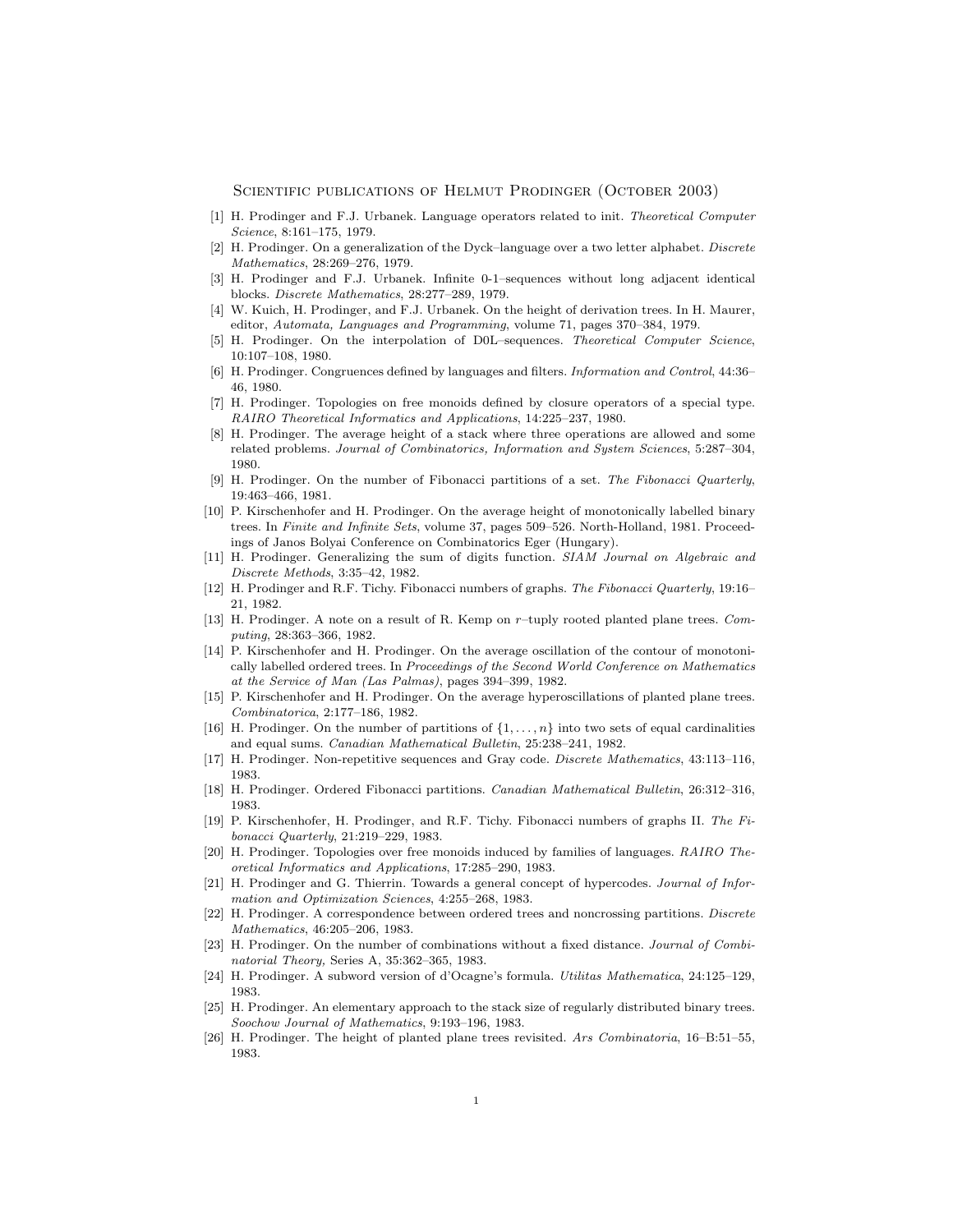# Scientific publications of Helmut Prodinger (October 2003)

[1] H. Prodinger and F.J. Urbanek. Language operators related to init. *Theoretical Computer Science*, 8:161–175, 1979.

[2] H. Prodinger. On a generalization of the Dyck–language over a two letter alphabet. *Discrete Mathematics*, 28:269–276, 1979.

[3] H. Prodinger and F.J. Urbanek. Infinite 0-1–sequences without long adjacent identical blocks. *Discrete Mathematics*, 28:277–289, 1979.

[4] W. Kuich, H. Prodinger, and F.J. Urbanek. On the height of derivation trees. In H. Maurer, editor, *Automata, Languages and Programming*, volume 71, pages 370–384, 1979.

[5] H. Prodinger. On the interpolation of D0L–sequences. *Theoretical Computer Science*, 10:107–108, 1980.

[6] H. Prodinger. Congruences defined by languages and filters. *Information and Control*, 44:36–46, 1980.

[7] H. Prodinger. Topologies on free monoids defined by closure operators of a special type. *RAIRO Theoretical Informatics and Applications*, 14:225–237, 1980.

[8] H. Prodinger. The average height of a stack where three operations are allowed and some related problems. *Journal of Combinatorics, Information and System Sciences*, 5:287–304, 1980.

[9] H. Prodinger. On the number of Fibonacci partitions of a set. *The Fibonacci Quarterly*, 19:463–466, 1981.

[10] P. Kirschenhofer and H. Prodinger. On the average height of monotonically labelled binary trees. In *Finite and Infinite Sets*, volume 37, pages 509–526. North-Holland, 1981. Proceedings of Janos Bolyai Conference on Combinatorics Eger (Hungary).

[11] H. Prodinger. Generalizing the sum of digits function. *SIAM Journal on Algebraic and Discrete Methods*, 3:35–42, 1982.

[12] H. Prodinger and R.F. Tichy. Fibonacci numbers of graphs. *The Fibonacci Quarterly*, 19:16–21, 1982.

[13] H. Prodinger. A note on a result of R. Kemp on $r$–tuply rooted planted plane trees. *Computing*, 28:363–366, 1982.

[14] P. Kirschenhofer and H. Prodinger. On the average oscillation of the contour of monotonically labelled ordered trees. In *Proceedings of the Second World Conference on Mathematics at the Service of Man (Las Palmas)*, pages 394–399, 1982.

[15] P. Kirschenhofer and H. Prodinger. On the average hyperoscillations of planted plane trees. *Combinatorica*, 2:177–186, 1982.

[16] H. Prodinger. On the number of partitions of $\{1, \ldots, n\}$ into two sets of equal cardinalities and equal sums. *Canadian Mathematical Bulletin*, 25:238–241, 1982.

[17] H. Prodinger. Non-repetitive sequences and Gray code. *Discrete Mathematics*, 43:113–116, 1983.

[18] H. Prodinger. Ordered Fibonacci partitions. *Canadian Mathematical Bulletin*, 26:312–316, 1983.

[19] P. Kirschenhofer, H. Prodinger, and R.F. Tichy. Fibonacci numbers of graphs II. *The Fibonacci Quarterly*, 21:219–229, 1983.

[20] H. Prodinger. Topologies over free monoids induced by families of languages. *RAIRO Theoretical Informatics and Applications*, 17:285–290, 1983.

[21] H. Prodinger and G. Thierrin. Towards a general concept of hypercodes. *Journal of Information and Optimization Sciences*, 4:255–268, 1983.

[22] H. Prodinger. A correspondence between ordered trees and noncrossing partitions. *Discrete Mathematics*, 46:205–206, 1983.

[23] H. Prodinger. On the number of combinations without a fixed distance. *Journal of Combinatorial Theory,* Series A, 35:362–365, 1983.

[24] H. Prodinger. A subword version of d'Ocagne's formula. *Utilitas Mathematica*, 24:125–129, 1983.

[25] H. Prodinger. An elementary approach to the stack size of regularly distributed binary trees. *Soochow Journal of Mathematics*, 9:193–196, 1983.

[26] H. Prodinger. The height of planted plane trees revisited. *Ars Combinatoria*, 16–B:51–55, 1983.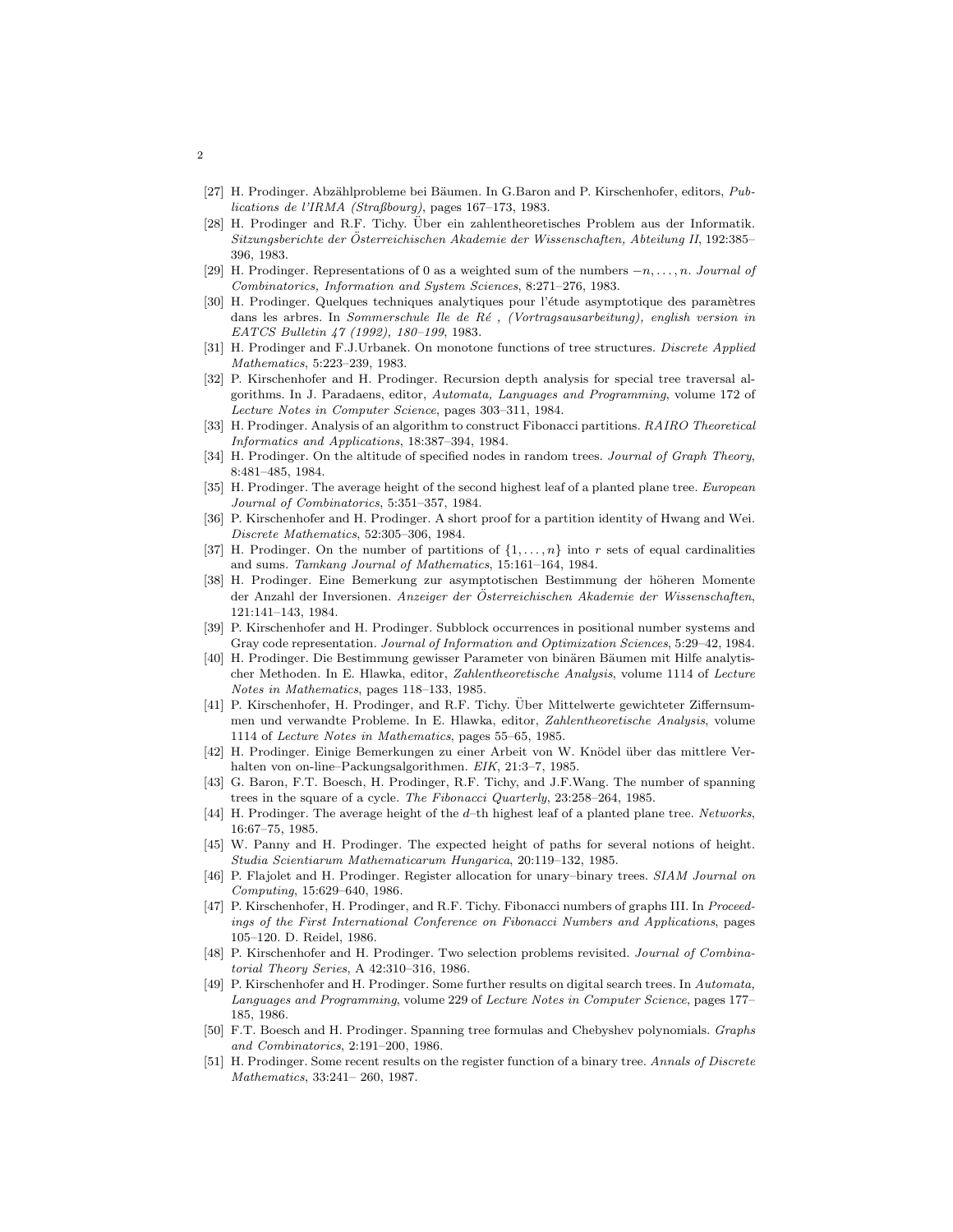[27] H. Prodinger. Abzählprobleme bei Bäumen. In G.Baron and P. Kirschenhofer, editors, *Publications de l'IRMA (Straßbourg)*, pages 167–173, 1983.

[28] H. Prodinger and R.F. Tichy. Über ein zahlentheoretisches Problem aus der Informatik. *Sitzungsberichte der Österreichischen Akademie der Wissenschaften, Abteilung II*, 192:385–396, 1983.

[29] H. Prodinger. Representations of 0 as a weighted sum of the numbers $-n, \ldots, n$. *Journal of Combinatorics, Information and System Sciences*, 8:271–276, 1983.

[30] H. Prodinger. Quelques techniques analytiques pour l'étude asymptotique des paramètres dans les arbres. In *Sommerschule Ile de Ré , (Vortragsausarbeitung), english version in EATCS Bulletin 47 (1992), 180–199*, 1983.

[31] H. Prodinger and F.J.Urbanek. On monotone functions of tree structures. *Discrete Applied Mathematics*, 5:223–239, 1983.

[32] P. Kirschenhofer and H. Prodinger. Recursion depth analysis for special tree traversal algorithms. In J. Paradaens, editor, *Automata, Languages and Programming*, volume 172 of *Lecture Notes in Computer Science*, pages 303–311, 1984.

[33] H. Prodinger. Analysis of an algorithm to construct Fibonacci partitions. *RAIRO Theoretical Informatics and Applications*, 18:387–394, 1984.

[34] H. Prodinger. On the altitude of specified nodes in random trees. *Journal of Graph Theory*, 8:481–485, 1984.

[35] H. Prodinger. The average height of the second highest leaf of a planted plane tree. *European Journal of Combinatorics*, 5:351–357, 1984.

[36] P. Kirschenhofer and H. Prodinger. A short proof for a partition identity of Hwang and Wei. *Discrete Mathematics*, 52:305–306, 1984.

[37] H. Prodinger. On the number of partitions of $\{1, \ldots, n\}$ into $r$ sets of equal cardinalities and sums. *Tamkang Journal of Mathematics*, 15:161–164, 1984.

[38] H. Prodinger. Eine Bemerkung zur asymptotischen Bestimmung der höheren Momente der Anzahl der Inversionen. *Anzeiger der Österreichischen Akademie der Wissenschaften*, 121:141–143, 1984.

[39] P. Kirschenhofer and H. Prodinger. Subblock occurrences in positional number systems and Gray code representation. *Journal of Information and Optimization Sciences*, 5:29–42, 1984.

[40] H. Prodinger. Die Bestimmung gewisser Parameter von binären Bäumen mit Hilfe analytischer Methoden. In E. Hlawka, editor, *Zahlentheoretische Analysis*, volume 1114 of *Lecture Notes in Mathematics*, pages 118–133, 1985.

[41] P. Kirschenhofer, H. Prodinger, and R.F. Tichy. Über Mittelwerte gewichteter Ziffernsummen und verwandte Probleme. In E. Hlawka, editor, *Zahlentheoretische Analysis*, volume 1114 of *Lecture Notes in Mathematics*, pages 55–65, 1985.

[42] H. Prodinger. Einige Bemerkungen zu einer Arbeit von W. Knödel über das mittlere Verhalten von on-line–Packungsalgorithmen. *EIK*, 21:3–7, 1985.

[43] G. Baron, F.T. Boesch, H. Prodinger, R.F. Tichy, and J.F.Wang. The number of spanning trees in the square of a cycle. *The Fibonacci Quarterly*, 23:258–264, 1985.

[44] H. Prodinger. The average height of the $d$–th highest leaf of a planted plane tree. *Networks*, 16:67–75, 1985.

[45] W. Panny and H. Prodinger. The expected height of paths for several notions of height. *Studia Scientiarum Mathematicarum Hungarica*, 20:119–132, 1985.

[46] P. Flajolet and H. Prodinger. Register allocation for unary–binary trees. *SIAM Journal on Computing*, 15:629–640, 1986.

[47] P. Kirschenhofer, H. Prodinger, and R.F. Tichy. Fibonacci numbers of graphs III. In *Proceedings of the First International Conference on Fibonacci Numbers and Applications*, pages 105–120. D. Reidel, 1986.

[48] P. Kirschenhofer and H. Prodinger. Two selection problems revisited. *Journal of Combinatorial Theory Series*, A 42:310–316, 1986.

[49] P. Kirschenhofer and H. Prodinger. Some further results on digital search trees. In *Automata, Languages and Programming*, volume 229 of *Lecture Notes in Computer Science*, pages 177–185, 1986.

[50] F.T. Boesch and H. Prodinger. Spanning tree formulas and Chebyshev polynomials. *Graphs and Combinatorics*, 2:191–200, 1986.

[51] H. Prodinger. Some recent results on the register function of a binary tree. *Annals of Discrete Mathematics*, 33:241– 260, 1987.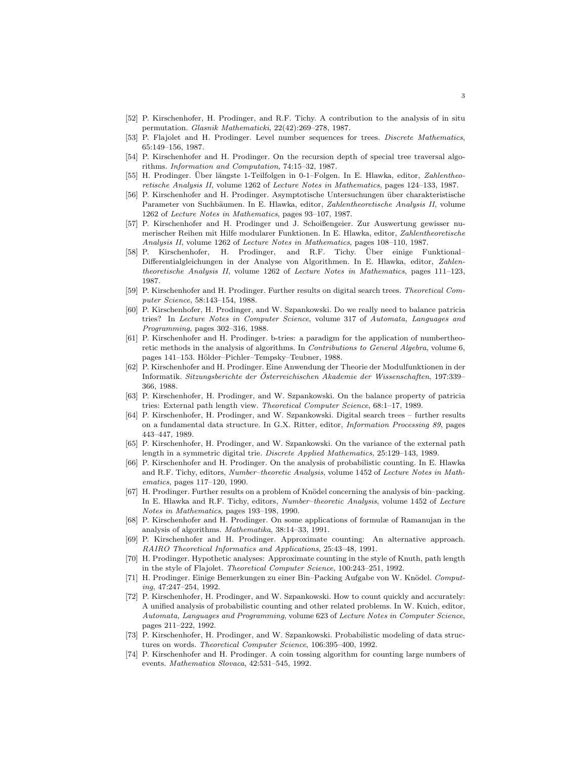[52] P. Kirschenhofer, H. Prodinger, and R.F. Tichy. A contribution to the analysis of in situ permutation. *Glasnik Mathematicki*, 22(42):269–278, 1987.

[53] P. Flajolet and H. Prodinger. Level number sequences for trees. *Discrete Mathematics*, 65:149–156, 1987.

[54] P. Kirschenhofer and H. Prodinger. On the recursion depth of special tree traversal algorithms. *Information and Computation*, 74:15–32, 1987.

[55] H. Prodinger. Über längste 1-Teilfolgen in 0-1–Folgen. In E. Hlawka, editor, *Zahlentheoretische Analysis II*, volume 1262 of *Lecture Notes in Mathematics*, pages 124–133, 1987.

[56] P. Kirschenhofer and H. Prodinger. Asymptotische Untersuchungen über charakteristische Parameter von Suchbäumen. In E. Hlawka, editor, *Zahlentheoretische Analysis II*, volume 1262 of *Lecture Notes in Mathematics*, pages 93–107, 1987.

[57] P. Kirschenhofer and H. Prodinger und J. Schoißengeier. Zur Auswertung gewisser numerischer Reihen mit Hilfe modularer Funktionen. In E. Hlawka, editor, *Zahlentheoretische Analysis II*, volume 1262 of *Lecture Notes in Mathematics*, pages 108–110, 1987.

[58] P. Kirschenhofer, H. Prodinger, and R.F. Tichy. Über einige Funktional–Differentialgleichungen in der Analyse von Algorithmen. In E. Hlawka, editor, *Zahlentheoretische Analysis II*, volume 1262 of *Lecture Notes in Mathematics*, pages 111–123, 1987.

[59] P. Kirschenhofer and H. Prodinger. Further results on digital search trees. *Theoretical Computer Science*, 58:143–154, 1988.

[60] P. Kirschenhofer, H. Prodinger, and W. Szpankowski. Do we really need to balance patricia tries? In *Lecture Notes in Computer Science*, volume 317 of *Automata, Languages and Programming*, pages 302–316, 1988.

[61] P. Kirschenhofer and H. Prodinger. b-tries: a paradigm for the application of numbertheoretic methods in the analysis of algorithms. In *Contributions to General Algebra*, volume 6, pages 141–153. Hölder–Pichler–Tempsky–Teubner, 1988.

[62] P. Kirschenhofer and H. Prodinger. Eine Anwendung der Theorie der Modulfunktionen in der Informatik. *Sitzungsberichte der Österreichischen Akademie der Wissenschaften*, 197:339–366, 1988.

[63] P. Kirschenhofer, H. Prodinger, and W. Szpankowski. On the balance property of patricia tries: External path length view. *Theoretical Computer Science*, 68:1–17, 1989.

[64] P. Kirschenhofer, H. Prodinger, and W. Szpankowski. Digital search trees – further results on a fundamental data structure. In G.X. Ritter, editor, *Information Processing 89*, pages 443–447, 1989.

[65] P. Kirschenhofer, H. Prodinger, and W. Szpankowski. On the variance of the external path length in a symmetric digital trie. *Discrete Applied Mathematics*, 25:129–143, 1989.

[66] P. Kirschenhofer and H. Prodinger. On the analysis of probabilistic counting. In E. Hlawka and R.F. Tichy, editors, *Number–theoretic Analysis*, volume 1452 of *Lecture Notes in Mathematics*, pages 117–120, 1990.

[67] H. Prodinger. Further results on a problem of Knödel concerning the analysis of bin–packing. In E. Hlawka and R.F. Tichy, editors, *Number–theoretic Analysis*, volume 1452 of *Lecture Notes in Mathematics*, pages 193–198, 1990.

[68] P. Kirschenhofer and H. Prodinger. On some applications of formulæ of Ramanujan in the analysis of algorithms. *Mathematika*, 38:14–33, 1991.

[69] P. Kirschenhofer and H. Prodinger. Approximate counting: An alternative approach. *RAIRO Theoretical Informatics and Applications*, 25:43–48, 1991.

[70] H. Prodinger. Hypothetic analyses: Approximate counting in the style of Knuth, path length in the style of Flajolet. *Theoretical Computer Science*, 100:243–251, 1992.

[71] H. Prodinger. Einige Bemerkungen zu einer Bin–Packing Aufgabe von W. Knödel. *Computing*, 47:247–254, 1992.

[72] P. Kirschenhofer, H. Prodinger, and W. Szpankowski. How to count quickly and accurately: A unified analysis of probabilistic counting and other related problems. In W. Kuich, editor, *Automata, Languages and Programming*, volume 623 of *Lecture Notes in Computer Science*, pages 211–222, 1992.

[73] P. Kirschenhofer, H. Prodinger, and W. Szpankowski. Probabilistic modeling of data structures on words. *Theoretical Computer Science*, 106:395–400, 1992.

[74] P. Kirschenhofer and H. Prodinger. A coin tossing algorithm for counting large numbers of events. *Mathematica Slovaca*, 42:531–545, 1992.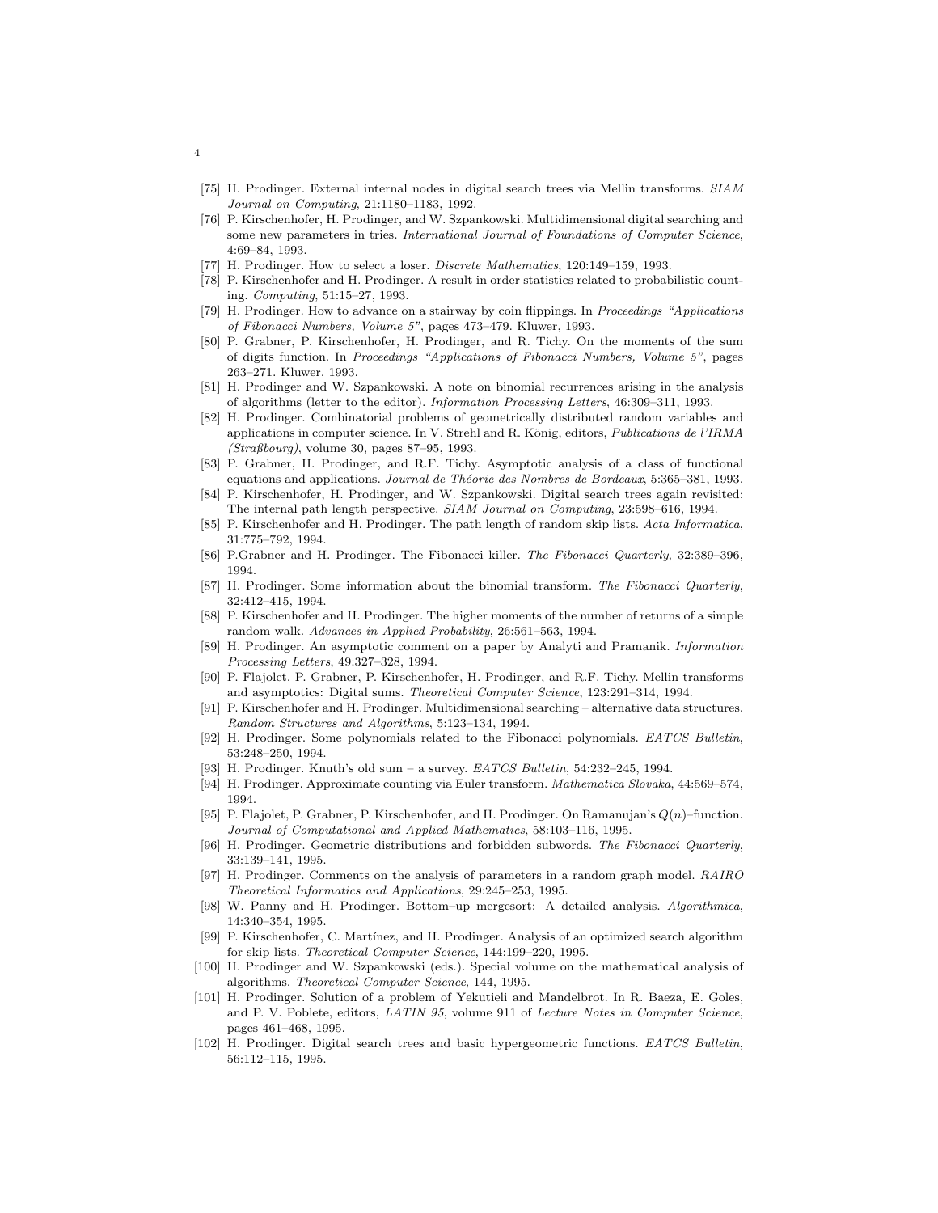[75] H. Prodinger. External internal nodes in digital search trees via Mellin transforms. *SIAM Journal on Computing*, 21:1180–1183, 1992.

[76] P. Kirschenhofer, H. Prodinger, and W. Szpankowski. Multidimensional digital searching and some new parameters in tries. *International Journal of Foundations of Computer Science*, 4:69–84, 1993.

[77] H. Prodinger. How to select a loser. *Discrete Mathematics*, 120:149–159, 1993.

[78] P. Kirschenhofer and H. Prodinger. A result in order statistics related to probabilistic counting. *Computing*, 51:15–27, 1993.

[79] H. Prodinger. How to advance on a stairway by coin flippings. In *Proceedings "Applications of Fibonacci Numbers, Volume 5"*, pages 473–479. Kluwer, 1993.

[80] P. Grabner, P. Kirschenhofer, H. Prodinger, and R. Tichy. On the moments of the sum of digits function. In *Proceedings "Applications of Fibonacci Numbers, Volume 5"*, pages 263–271. Kluwer, 1993.

[81] H. Prodinger and W. Szpankowski. A note on binomial recurrences arising in the analysis of algorithms (letter to the editor). *Information Processing Letters*, 46:309–311, 1993.

[82] H. Prodinger. Combinatorial problems of geometrically distributed random variables and applications in computer science. In V. Strehl and R. König, editors, *Publications de l'IRMA (Straßbourg)*, volume 30, pages 87–95, 1993.

[83] P. Grabner, H. Prodinger, and R.F. Tichy. Asymptotic analysis of a class of functional equations and applications. *Journal de Théorie des Nombres de Bordeaux*, 5:365–381, 1993.

[84] P. Kirschenhofer, H. Prodinger, and W. Szpankowski. Digital search trees again revisited: The internal path length perspective. *SIAM Journal on Computing*, 23:598–616, 1994.

[85] P. Kirschenhofer and H. Prodinger. The path length of random skip lists. *Acta Informatica*, 31:775–792, 1994.

[86] P.Grabner and H. Prodinger. The Fibonacci killer. *The Fibonacci Quarterly*, 32:389–396, 1994.

[87] H. Prodinger. Some information about the binomial transform. *The Fibonacci Quarterly*, 32:412–415, 1994.

[88] P. Kirschenhofer and H. Prodinger. The higher moments of the number of returns of a simple random walk. *Advances in Applied Probability*, 26:561–563, 1994.

[89] H. Prodinger. An asymptotic comment on a paper by Analyti and Pramanik. *Information Processing Letters*, 49:327–328, 1994.

[90] P. Flajolet, P. Grabner, P. Kirschenhofer, H. Prodinger, and R.F. Tichy. Mellin transforms and asymptotics: Digital sums. *Theoretical Computer Science*, 123:291–314, 1994.

[91] P. Kirschenhofer and H. Prodinger. Multidimensional searching – alternative data structures. *Random Structures and Algorithms*, 5:123–134, 1994.

[92] H. Prodinger. Some polynomials related to the Fibonacci polynomials. *EATCS Bulletin*, 53:248–250, 1994.

[93] H. Prodinger. Knuth's old sum – a survey. *EATCS Bulletin*, 54:232–245, 1994.

[94] H. Prodinger. Approximate counting via Euler transform. *Mathematica Slovaka*, 44:569–574, 1994.

[95] P. Flajolet, P. Grabner, P. Kirschenhofer, and H. Prodinger. On Ramanujan's $Q(n)$–function. *Journal of Computational and Applied Mathematics*, 58:103–116, 1995.

[96] H. Prodinger. Geometric distributions and forbidden subwords. *The Fibonacci Quarterly*, 33:139–141, 1995.

[97] H. Prodinger. Comments on the analysis of parameters in a random graph model. *RAIRO Theoretical Informatics and Applications*, 29:245–253, 1995.

[98] W. Panny and H. Prodinger. Bottom–up mergesort: A detailed analysis. *Algorithmica*, 14:340–354, 1995.

[99] P. Kirschenhofer, C. Martínez, and H. Prodinger. Analysis of an optimized search algorithm for skip lists. *Theoretical Computer Science*, 144:199–220, 1995.

[100] H. Prodinger and W. Szpankowski (eds.). Special volume on the mathematical analysis of algorithms. *Theoretical Computer Science*, 144, 1995.

[101] H. Prodinger. Solution of a problem of Yekutieli and Mandelbrot. In R. Baeza, E. Goles, and P. V. Poblete, editors, *LATIN 95*, volume 911 of *Lecture Notes in Computer Science*, pages 461–468, 1995.

[102] H. Prodinger. Digital search trees and basic hypergeometric functions. *EATCS Bulletin*, 56:112–115, 1995.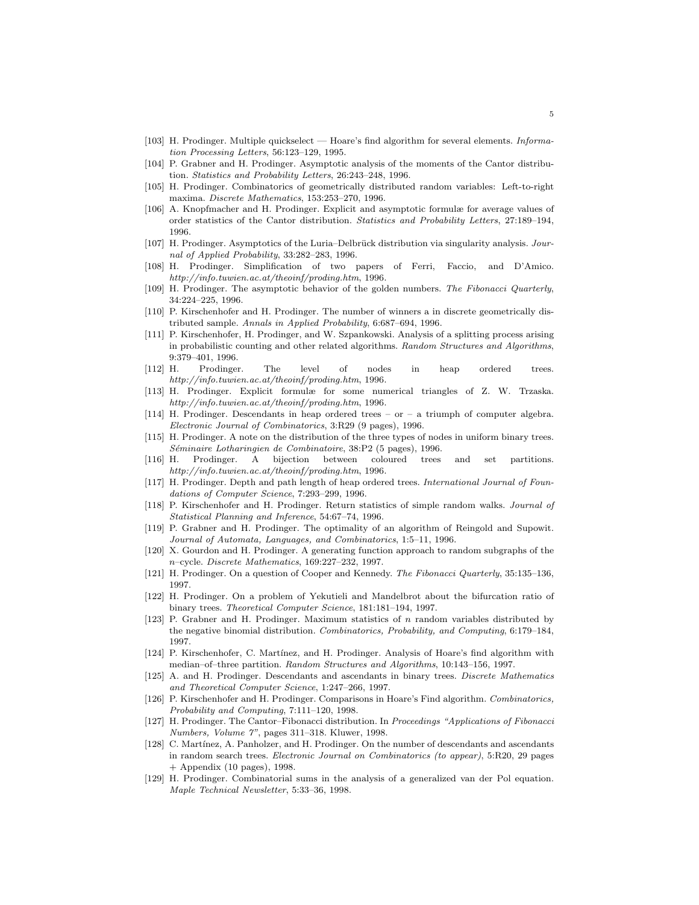[103] H. Prodinger. Multiple quickselect — Hoare's find algorithm for several elements. *Information Processing Letters*, 56:123–129, 1995.

[104] P. Grabner and H. Prodinger. Asymptotic analysis of the moments of the Cantor distribution. *Statistics and Probability Letters*, 26:243–248, 1996.

[105] H. Prodinger. Combinatorics of geometrically distributed random variables: Left-to-right maxima. *Discrete Mathematics*, 153:253–270, 1996.

[106] A. Knopfmacher and H. Prodinger. Explicit and asymptotic formulæ for average values of order statistics of the Cantor distribution. *Statistics and Probability Letters*, 27:189–194, 1996.

[107] H. Prodinger. Asymptotics of the Luria–Delbrück distribution via singularity analysis. *Journal of Applied Probability*, 33:282–283, 1996.

[108] H. Prodinger. Simplification of two papers of Ferri, Faccio, and D'Amico. *http://info.tuwien.ac.at/theoinf/proding.htm*, 1996.

[109] H. Prodinger. The asymptotic behavior of the golden numbers. *The Fibonacci Quarterly*, 34:224–225, 1996.

[110] P. Kirschenhofer and H. Prodinger. The number of winners a in discrete geometrically distributed sample. *Annals in Applied Probability*, 6:687–694, 1996.

[111] P. Kirschenhofer, H. Prodinger, and W. Szpankowski. Analysis of a splitting process arising in probabilistic counting and other related algorithms. *Random Structures and Algorithms*, 9:379–401, 1996.

[112] H. Prodinger. The level of nodes in heap ordered trees. *http://info.tuwien.ac.at/theoinf/proding.htm*, 1996.

[113] H. Prodinger. Explicit formulæ for some numerical triangles of Z. W. Trzaska. *http://info.tuwien.ac.at/theoinf/proding.htm*, 1996.

[114] H. Prodinger. Descendants in heap ordered trees – or – a triumph of computer algebra. *Electronic Journal of Combinatorics*, 3:R29 (9 pages), 1996.

[115] H. Prodinger. A note on the distribution of the three types of nodes in uniform binary trees. *Séminaire Lotharingien de Combinatoire*, 38:P2 (5 pages), 1996.

[116] H. Prodinger. A bijection between coloured trees and set partitions. *http://info.tuwien.ac.at/theoinf/proding.htm*, 1996.

[117] H. Prodinger. Depth and path length of heap ordered trees. *International Journal of Foundations of Computer Science*, 7:293–299, 1996.

[118] P. Kirschenhofer and H. Prodinger. Return statistics of simple random walks. *Journal of Statistical Planning and Inference*, 54:67–74, 1996.

[119] P. Grabner and H. Prodinger. The optimality of an algorithm of Reingold and Supowit. *Journal of Automata, Languages, and Combinatorics*, 1:5–11, 1996.

[120] X. Gourdon and H. Prodinger. A generating function approach to random subgraphs of the $n$–cycle. *Discrete Mathematics*, 169:227–232, 1997.

[121] H. Prodinger. On a question of Cooper and Kennedy. *The Fibonacci Quarterly*, 35:135–136, 1997.

[122] H. Prodinger. On a problem of Yekutieli and Mandelbrot about the bifurcation ratio of binary trees. *Theoretical Computer Science*, 181:181–194, 1997.

[123] P. Grabner and H. Prodinger. Maximum statistics of $n$ random variables distributed by the negative binomial distribution. *Combinatorics, Probability, and Computing*, 6:179–184, 1997.

[124] P. Kirschenhofer, C. Martínez, and H. Prodinger. Analysis of Hoare's find algorithm with median–of–three partition. *Random Structures and Algorithms*, 10:143–156, 1997.

[125] A. and H. Prodinger. Descendants and ascendants in binary trees. *Discrete Mathematics and Theoretical Computer Science*, 1:247–266, 1997.

[126] P. Kirschenhofer and H. Prodinger. Comparisons in Hoare's Find algorithm. *Combinatorics, Probability and Computing*, 7:111–120, 1998.

[127] H. Prodinger. The Cantor–Fibonacci distribution. In *Proceedings "Applications of Fibonacci Numbers, Volume 7"*, pages 311–318. Kluwer, 1998.

[128] C. Martínez, A. Panholzer, and H. Prodinger. On the number of descendants and ascendants in random search trees. *Electronic Journal on Combinatorics (to appear)*, 5:R20, 29 pages + Appendix (10 pages), 1998.

[129] H. Prodinger. Combinatorial sums in the analysis of a generalized van der Pol equation. *Maple Technical Newsletter*, 5:33–36, 1998.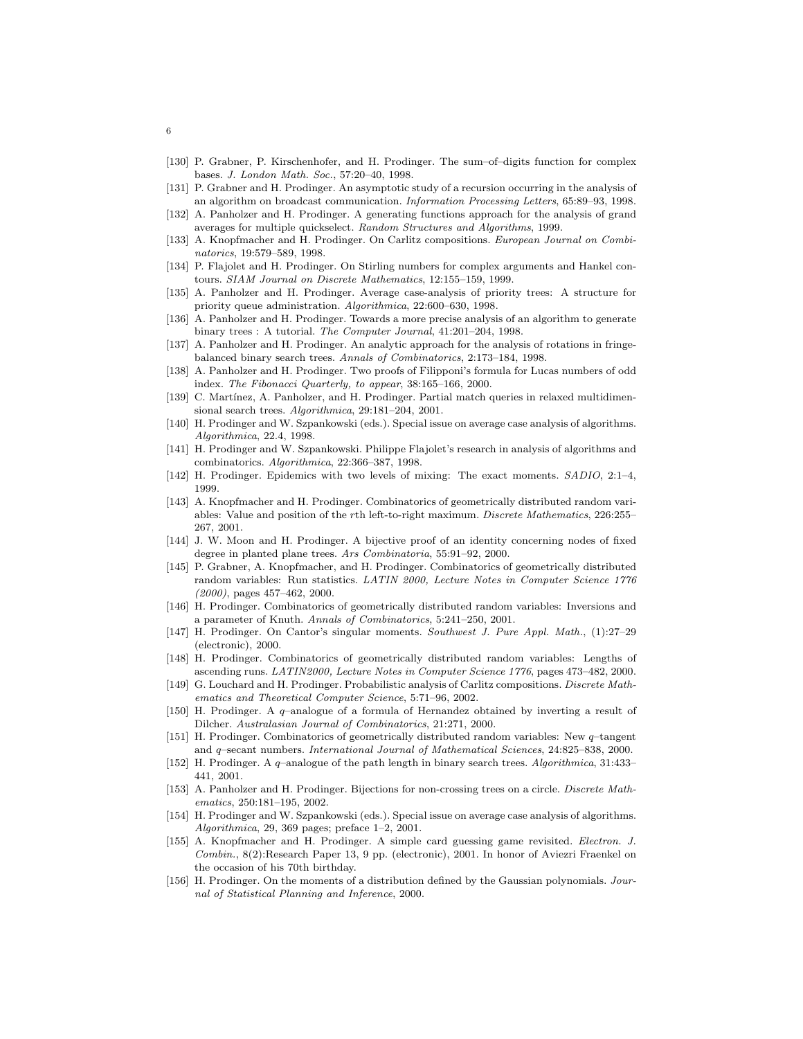[130] P. Grabner, P. Kirschenhofer, and H. Prodinger. The sum–of–digits function for complex bases. *J. London Math. Soc.*, 57:20–40, 1998.

[131] P. Grabner and H. Prodinger. An asymptotic study of a recursion occurring in the analysis of an algorithm on broadcast communication. *Information Processing Letters*, 65:89–93, 1998.

[132] A. Panholzer and H. Prodinger. A generating functions approach for the analysis of grand averages for multiple quickselect. *Random Structures and Algorithms*, 1999.

[133] A. Knopfmacher and H. Prodinger. On Carlitz compositions. *European Journal on Combinatorics*, 19:579–589, 1998.

[134] P. Flajolet and H. Prodinger. On Stirling numbers for complex arguments and Hankel contours. *SIAM Journal on Discrete Mathematics*, 12:155–159, 1999.

[135] A. Panholzer and H. Prodinger. Average case-analysis of priority trees: A structure for priority queue administration. *Algorithmica*, 22:600–630, 1998.

[136] A. Panholzer and H. Prodinger. Towards a more precise analysis of an algorithm to generate binary trees : A tutorial. *The Computer Journal*, 41:201–204, 1998.

[137] A. Panholzer and H. Prodinger. An analytic approach for the analysis of rotations in fringe-balanced binary search trees. *Annals of Combinatorics*, 2:173–184, 1998.

[138] A. Panholzer and H. Prodinger. Two proofs of Filipponi's formula for Lucas numbers of odd index. *The Fibonacci Quarterly, to appear*, 38:165–166, 2000.

[139] C. Martínez, A. Panholzer, and H. Prodinger. Partial match queries in relaxed multidimensional search trees. *Algorithmica*, 29:181–204, 2001.

[140] H. Prodinger and W. Szpankowski (eds.). Special issue on average case analysis of algorithms. *Algorithmica*, 22.4, 1998.

[141] H. Prodinger and W. Szpankowski. Philippe Flajolet's research in analysis of algorithms and combinatorics. *Algorithmica*, 22:366–387, 1998.

[142] H. Prodinger. Epidemics with two levels of mixing: The exact moments. *SADIO*, 2:1–4, 1999.

[143] A. Knopfmacher and H. Prodinger. Combinatorics of geometrically distributed random variables: Value and position of the $r$th left-to-right maximum. *Discrete Mathematics*, 226:255–267, 2001.

[144] J. W. Moon and H. Prodinger. A bijective proof of an identity concerning nodes of fixed degree in planted plane trees. *Ars Combinatoria*, 55:91–92, 2000.

[145] P. Grabner, A. Knopfmacher, and H. Prodinger. Combinatorics of geometrically distributed random variables: Run statistics. *LATIN 2000, Lecture Notes in Computer Science 1776 (2000)*, pages 457–462, 2000.

[146] H. Prodinger. Combinatorics of geometrically distributed random variables: Inversions and a parameter of Knuth. *Annals of Combinatorics*, 5:241–250, 2001.

[147] H. Prodinger. On Cantor's singular moments. *Southwest J. Pure Appl. Math.*, (1):27–29 (electronic), 2000.

[148] H. Prodinger. Combinatorics of geometrically distributed random variables: Lengths of ascending runs. *LATIN2000, Lecture Notes in Computer Science 1776*, pages 473–482, 2000.

[149] G. Louchard and H. Prodinger. Probabilistic analysis of Carlitz compositions. *Discrete Mathematics and Theoretical Computer Science*, 5:71–96, 2002.

[150] H. Prodinger. A $q$–analogue of a formula of Hernandez obtained by inverting a result of Dilcher. *Australasian Journal of Combinatorics*, 21:271, 2000.

[151] H. Prodinger. Combinatorics of geometrically distributed random variables: New $q$–tangent and $q$–secant numbers. *International Journal of Mathematical Sciences*, 24:825–838, 2000.

[152] H. Prodinger. A $q$–analogue of the path length in binary search trees. *Algorithmica*, 31:433–441, 2001.

[153] A. Panholzer and H. Prodinger. Bijections for non-crossing trees on a circle. *Discrete Mathematics*, 250:181–195, 2002.

[154] H. Prodinger and W. Szpankowski (eds.). Special issue on average case analysis of algorithms. *Algorithmica*, 29, 369 pages; preface 1–2, 2001.

[155] A. Knopfmacher and H. Prodinger. A simple card guessing game revisited. *Electron. J. Combin.*, 8(2):Research Paper 13, 9 pp. (electronic), 2001. In honor of Aviezri Fraenkel on the occasion of his 70th birthday.

[156] H. Prodinger. On the moments of a distribution defined by the Gaussian polynomials. *Journal of Statistical Planning and Inference*, 2000.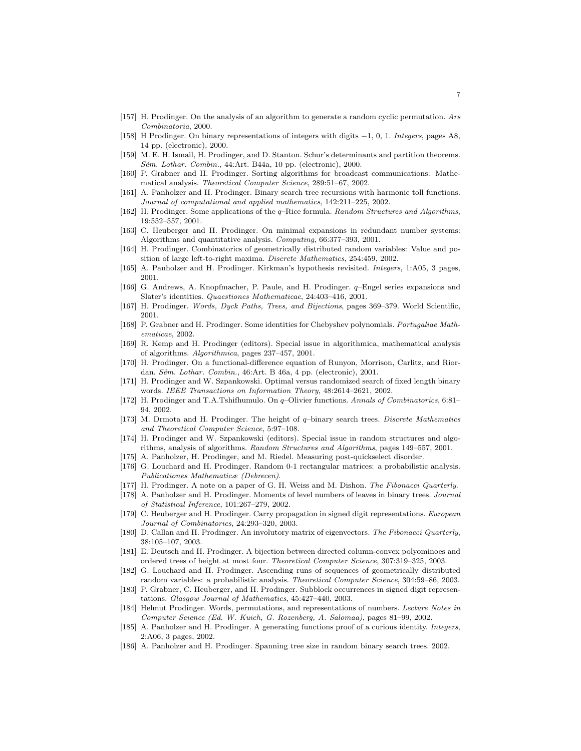[157] H. Prodinger. On the analysis of an algorithm to generate a random cyclic permutation. *Ars Combinatoria*, 2000.

[158] H Prodinger. On binary representations of integers with digits $-1$, 0, 1. *Integers*, pages A8, 14 pp. (electronic), 2000.

[159] M. E. H. Ismail, H. Prodinger, and D. Stanton. Schur's determinants and partition theorems. *Sém. Lothar. Combin.*, 44:Art. B44a, 10 pp. (electronic), 2000.

[160] P. Grabner and H. Prodinger. Sorting algorithms for broadcast communications: Mathematical analysis. *Theoretical Computer Science*, 289:51–67, 2002.

[161] A. Panholzer and H. Prodinger. Binary search tree recursions with harmonic toll functions. *Journal of computational and applied mathematics*, 142:211–225, 2002.

[162] H. Prodinger. Some applications of the $q$–Rice formula. *Random Structures and Algorithms*, 19:552–557, 2001.

[163] C. Heuberger and H. Prodinger. On minimal expansions in redundant number systems: Algorithms and quantitative analysis. *Computing*, 66:377–393, 2001.

[164] H. Prodinger. Combinatorics of geometrically distributed random variables: Value and position of large left-to-right maxima. *Discrete Mathematics*, 254:459, 2002.

[165] A. Panholzer and H. Prodinger. Kirkman's hypothesis revisited. *Integers*, 1:A05, 3 pages, 2001.

[166] G. Andrews, A. Knopfmacher, P. Paule, and H. Prodinger. $q$–Engel series expansions and Slater's identities. *Quaestiones Mathematicae*, 24:403–416, 2001.

[167] H. Prodinger. *Words, Dyck Paths, Trees, and Bijections*, pages 369–379. World Scientific, 2001.

[168] P. Grabner and H. Prodinger. Some identities for Chebyshev polynomials. *Portugaliae Mathematicae*, 2002.

[169] R. Kemp and H. Prodinger (editors). Special issue in algorithmica, mathematical analysis of algorithms. *Algorithmica*, pages 237–457, 2001.

[170] H. Prodinger. On a functional-difference equation of Runyon, Morrison, Carlitz, and Riordan. *Sém. Lothar. Combin.*, 46:Art. B 46a, 4 pp. (electronic), 2001.

[171] H. Prodinger and W. Szpankowski. Optimal versus randomized search of fixed length binary words. *IEEE Transactions on Information Theory*, 48:2614–2621, 2002.

[172] H. Prodinger and T.A.Tshifhumulo. On $q$–Olivier functions. *Annals of Combinatorics*, 6:81–94, 2002.

[173] M. Drmota and H. Prodinger. The height of $q$–binary search trees. *Discrete Mathematics and Theoretical Computer Science*, 5:97–108.

[174] H. Prodinger and W. Szpankowski (editors). Special issue in random structures and algorithms, analysis of algorithms. *Random Structures and Algorithms*, pages 149–557, 2001.

[175] A. Panholzer, H. Prodinger, and M. Riedel. Measuring post-quickselect disorder.

[176] G. Louchard and H. Prodinger. Random 0-1 rectangular matrices: a probabilistic analysis. *Publicationes Mathematicæ (Debrecen)*.

[177] H. Prodinger. A note on a paper of G. H. Weiss and M. Dishon. *The Fibonacci Quarterly*.

[178] A. Panholzer and H. Prodinger. Moments of level numbers of leaves in binary trees. *Journal of Statistical Inference*, 101:267–279, 2002.

[179] C. Heuberger and H. Prodinger. Carry propagation in signed digit representations. *European Journal of Combinatorics*, 24:293–320, 2003.

[180] D. Callan and H. Prodinger. An involutory matrix of eigenvectors. *The Fibonacci Quarterly*, 38:105–107, 2003.

[181] E. Deutsch and H. Prodinger. A bijection between directed column-convex polyominoes and ordered trees of height at most four. *Theoretical Computer Science*, 307:319–325, 2003.

[182] G. Louchard and H. Prodinger. Ascending runs of sequences of geometrically distributed random variables: a probabilistic analysis. *Theoretical Computer Science*, 304:59–86, 2003.

[183] P. Grabner, C. Heuberger, and H. Prodinger. Subblock occurrences in signed digit representations. *Glasgow Journal of Mathematics*, 45:427–440, 2003.

[184] Helmut Prodinger. Words, permutations, and representations of numbers. *Lecture Notes in Computer Science (Ed. W. Kuich, G. Rozenberg, A. Salomaa)*, pages 81–99, 2002.

[185] A. Panholzer and H. Prodinger. A generating functions proof of a curious identity. *Integers*, 2:A06, 3 pages, 2002.

[186] A. Panholzer and H. Prodinger. Spanning tree size in random binary search trees. 2002.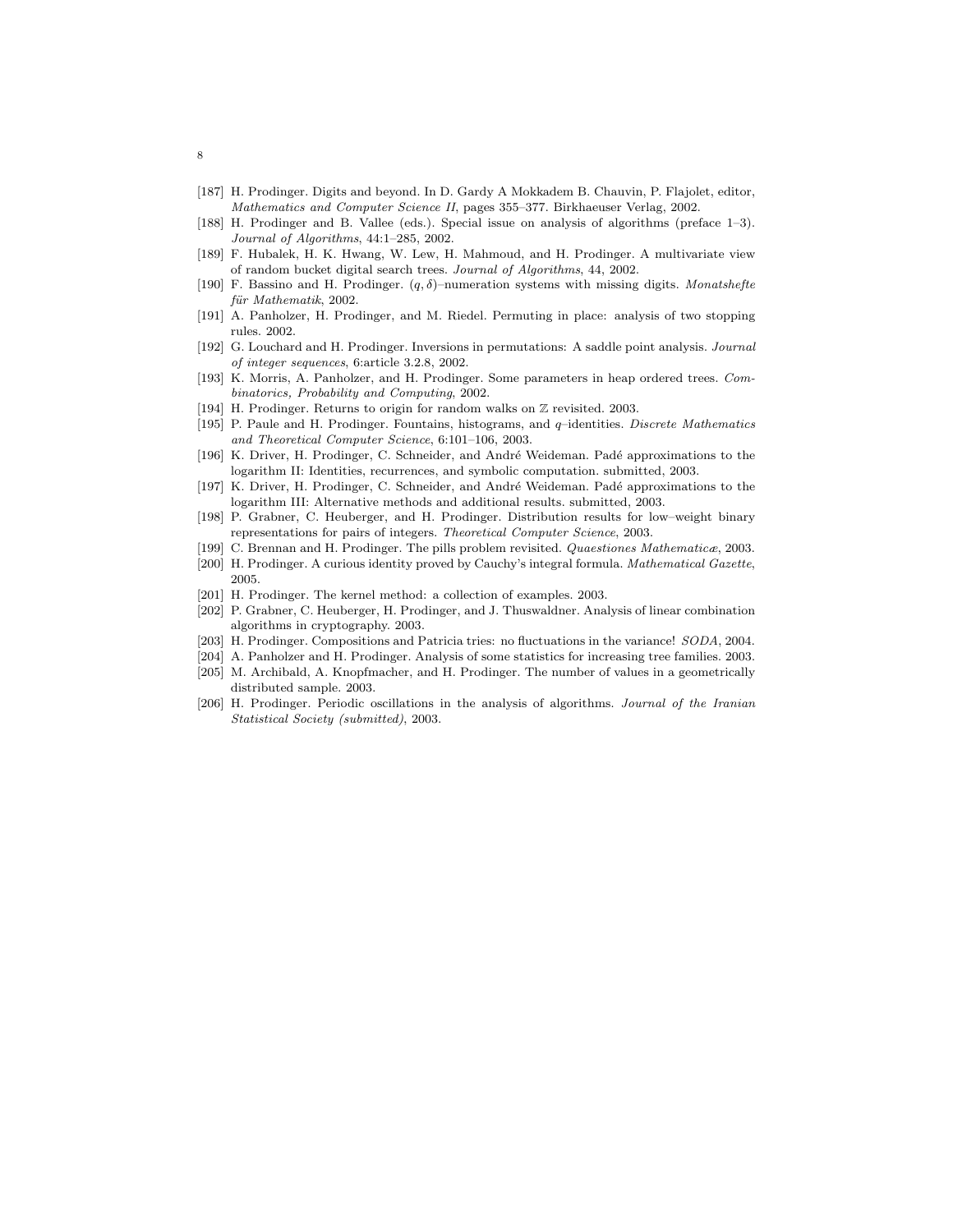[187] H. Prodinger. Digits and beyond. In D. Gardy A Mokkadem B. Chauvin, P. Flajolet, editor, *Mathematics and Computer Science II*, pages 355–377. Birkhaeuser Verlag, 2002.

[188] H. Prodinger and B. Vallee (eds.). Special issue on analysis of algorithms (preface 1–3). *Journal of Algorithms*, 44:1–285, 2002.

[189] F. Hubalek, H. K. Hwang, W. Lew, H. Mahmoud, and H. Prodinger. A multivariate view of random bucket digital search trees. *Journal of Algorithms*, 44, 2002.

[190] F. Bassino and H. Prodinger. $(q, \delta)$–numeration systems with missing digits. *Monatshefte für Mathematik*, 2002.

[191] A. Panholzer, H. Prodinger, and M. Riedel. Permuting in place: analysis of two stopping rules. 2002.

[192] G. Louchard and H. Prodinger. Inversions in permutations: A saddle point analysis. *Journal of integer sequences*, 6:article 3.2.8, 2002.

[193] K. Morris, A. Panholzer, and H. Prodinger. Some parameters in heap ordered trees. *Combinatorics, Probability and Computing*, 2002.

[194] H. Prodinger. Returns to origin for random walks on $\mathbb{Z}$ revisited. 2003.

[195] P. Paule and H. Prodinger. Fountains, histograms, and $q$–identities. *Discrete Mathematics and Theoretical Computer Science*, 6:101–106, 2003.

[196] K. Driver, H. Prodinger, C. Schneider, and André Weideman. Padé approximations to the logarithm II: Identities, recurrences, and symbolic computation. submitted, 2003.

[197] K. Driver, H. Prodinger, C. Schneider, and André Weideman. Padé approximations to the logarithm III: Alternative methods and additional results. submitted, 2003.

[198] P. Grabner, C. Heuberger, and H. Prodinger. Distribution results for low–weight binary representations for pairs of integers. *Theoretical Computer Science*, 2003.

[199] C. Brennan and H. Prodinger. The pills problem revisited. *Quaestiones Mathematicæ*, 2003.

[200] H. Prodinger. A curious identity proved by Cauchy's integral formula. *Mathematical Gazette*, 2005.

[201] H. Prodinger. The kernel method: a collection of examples. 2003.

[202] P. Grabner, C. Heuberger, H. Prodinger, and J. Thuswaldner. Analysis of linear combination algorithms in cryptography. 2003.

[203] H. Prodinger. Compositions and Patricia tries: no fluctuations in the variance! *SODA*, 2004.

[204] A. Panholzer and H. Prodinger. Analysis of some statistics for increasing tree families. 2003.

[205] M. Archibald, A. Knopfmacher, and H. Prodinger. The number of values in a geometrically distributed sample. 2003.

[206] H. Prodinger. Periodic oscillations in the analysis of algorithms. *Journal of the Iranian Statistical Society (submitted)*, 2003.